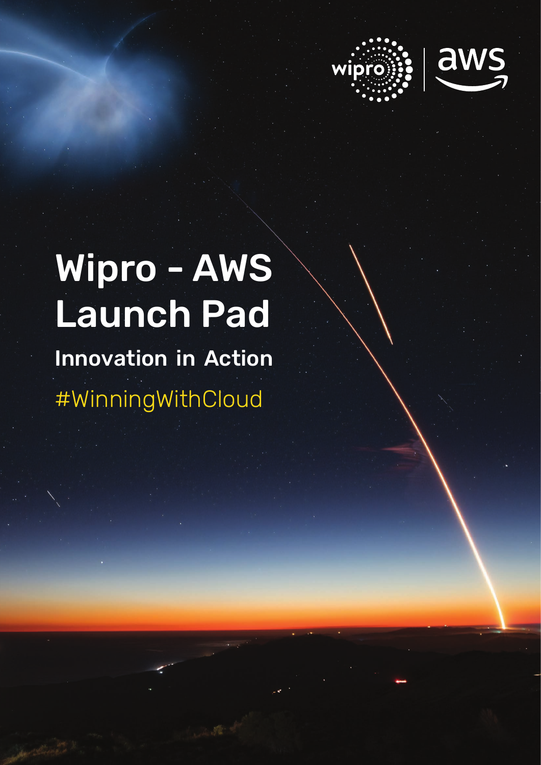# Wipro - AWS Launch Pad

## Innovation in Action

#WinningWithCloud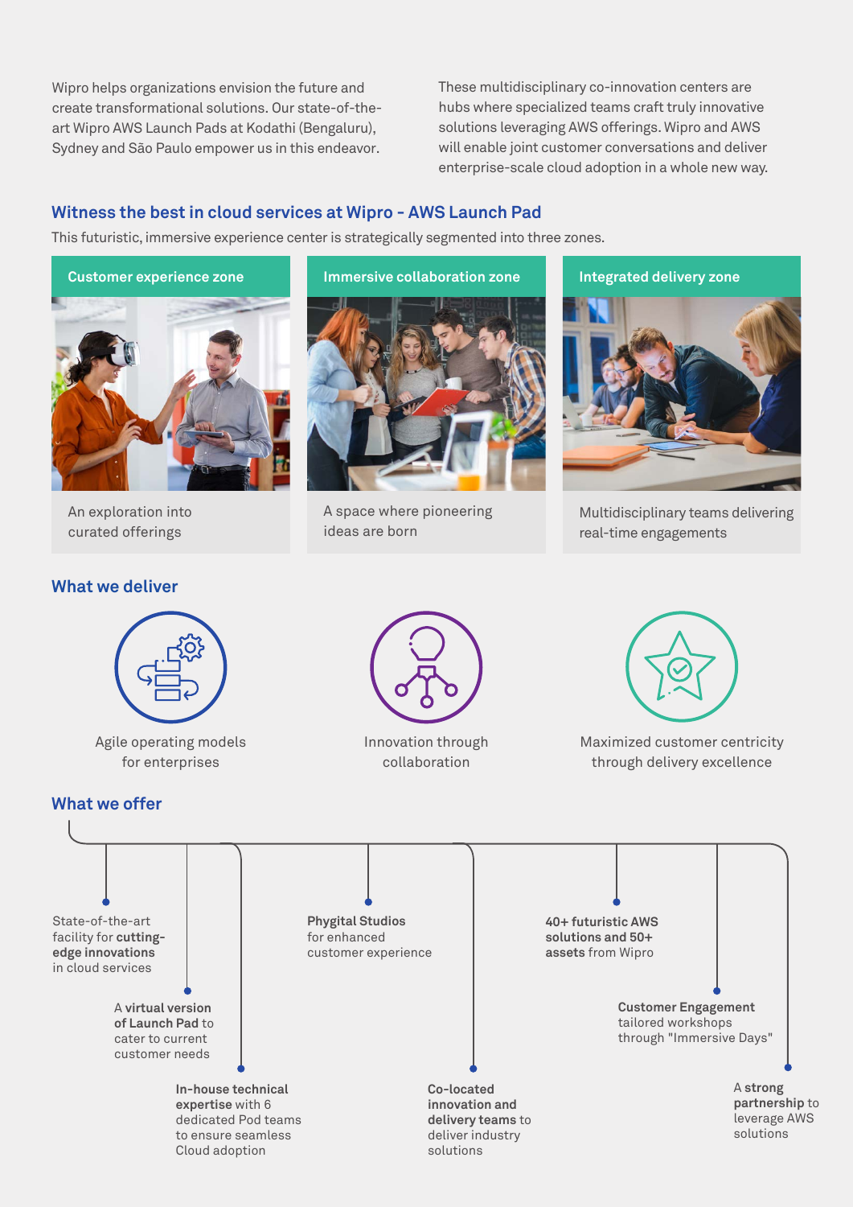Wipro helps organizations envision the future and create transformational solutions. Our state-of-the-art Wipro AWS Launch Pads at Kodathi (Bengaluru), Sydney and São Paulo empower us in this endeavor.

These multidisciplinary co-innovation centers are hubs where specialized teams craft truly innovative solutions leveraging AWS offerings. Wipro and AWS will enable joint customer conversations and deliver enterprise-scale cloud adoption in a whole new way.

## Witness the best in cloud services at Wipro - AWS Launch Pad

This futuristic, immersive experience center is strategically segmented into three zones.

### Customer experience zone

An exploration into curated offerings

### Immersive collaboration zone

A space where pioneering ideas are born

### Integrated delivery zone

Multidisciplinary teams delivering real-time engagements

## What we deliver

- Agile operating models for enterprises
- Innovation through collaboration
- Maximized customer centricity through delivery excellence

## What we offer

- State-of-the-art facility for **cutting-edge innovations** in cloud services
- A **virtual version of Launch Pad** to cater to current customer needs
- **In-house technical expertise** with 6 dedicated Pod teams to ensure seamless Cloud adoption
- **Phygital Studios** for enhanced customer experience
- **Co-located innovation and delivery teams** to deliver industry solutions
- **40+ futuristic AWS solutions and 50+ assets** from Wipro
- **Customer Engagement** tailored workshops through "Immersive Days"
- A **strong partnership** to leverage AWS solutions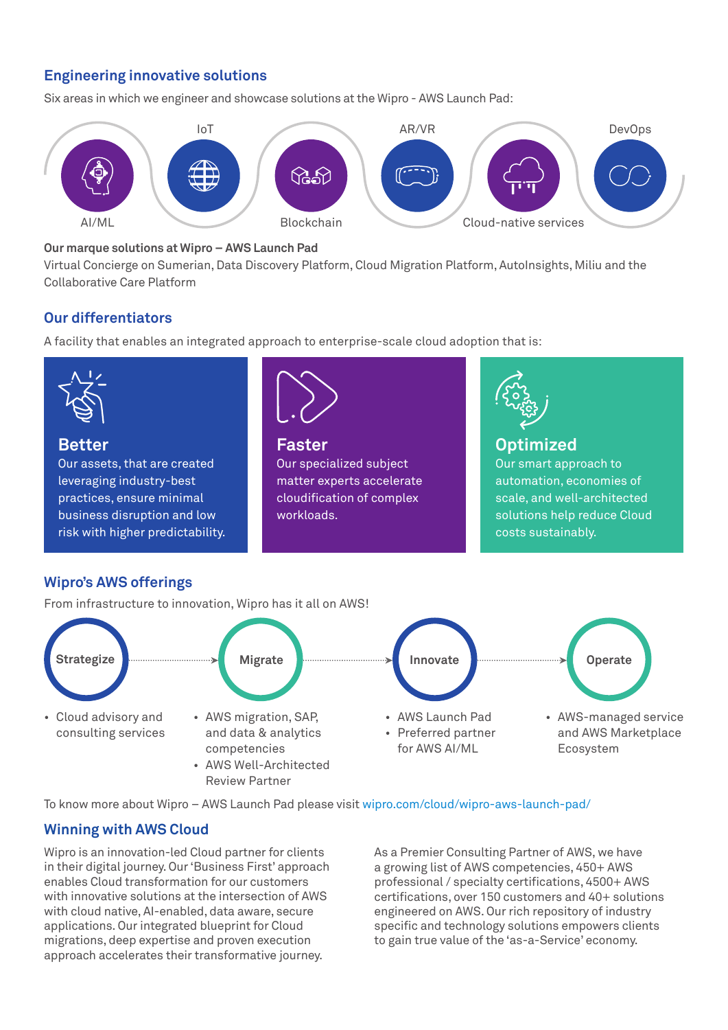## Engineering innovative solutions

Six areas in which we engineer and showcase solutions at the Wipro - AWS Launch Pad:

- AI/ML
- IoT
- Blockchain
- AR/VR
- Cloud-native services
- DevOps

**Our marque solutions at Wipro – AWS Launch Pad**

Virtual Concierge on Sumerian, Data Discovery Platform, Cloud Migration Platform, AutoInsights, Miliu and the Collaborative Care Platform

## Our differentiators

A facility that enables an integrated approach to enterprise-scale cloud adoption that is:

### Better

Our assets, that are created leveraging industry-best practices, ensure minimal business disruption and low risk with higher predictability.

### Faster

Our specialized subject matter experts accelerate cloudification of complex workloads.

### Optimized

Our smart approach to automation, economies of scale, and well-architected solutions help reduce Cloud costs sustainably.

## Wipro's AWS offerings

From infrastructure to innovation, Wipro has it all on AWS!

**Strategize**

- Cloud advisory and consulting services

**Migrate**

- AWS migration, SAP, and data & analytics competencies
- AWS Well-Architected Review Partner

**Innovate**

- AWS Launch Pad
- Preferred partner for AWS AI/ML

**Operate**

- AWS-managed service and AWS Marketplace Ecosystem

To know more about Wipro – AWS Launch Pad please visit wipro.com/cloud/wipro-aws-launch-pad/

## Winning with AWS Cloud

Wipro is an innovation-led Cloud partner for clients in their digital journey. Our 'Business First' approach enables Cloud transformation for our customers with innovative solutions at the intersection of AWS with cloud native, AI-enabled, data aware, secure applications. Our integrated blueprint for Cloud migrations, deep expertise and proven execution approach accelerates their transformative journey.

As a Premier Consulting Partner of AWS, we have a growing list of AWS competencies, 450+ AWS professional / specialty certifications, 4500+ AWS certifications, over 150 customers and 40+ solutions engineered on AWS. Our rich repository of industry specific and technology solutions empowers clients to gain true value of the 'as-a-Service' economy.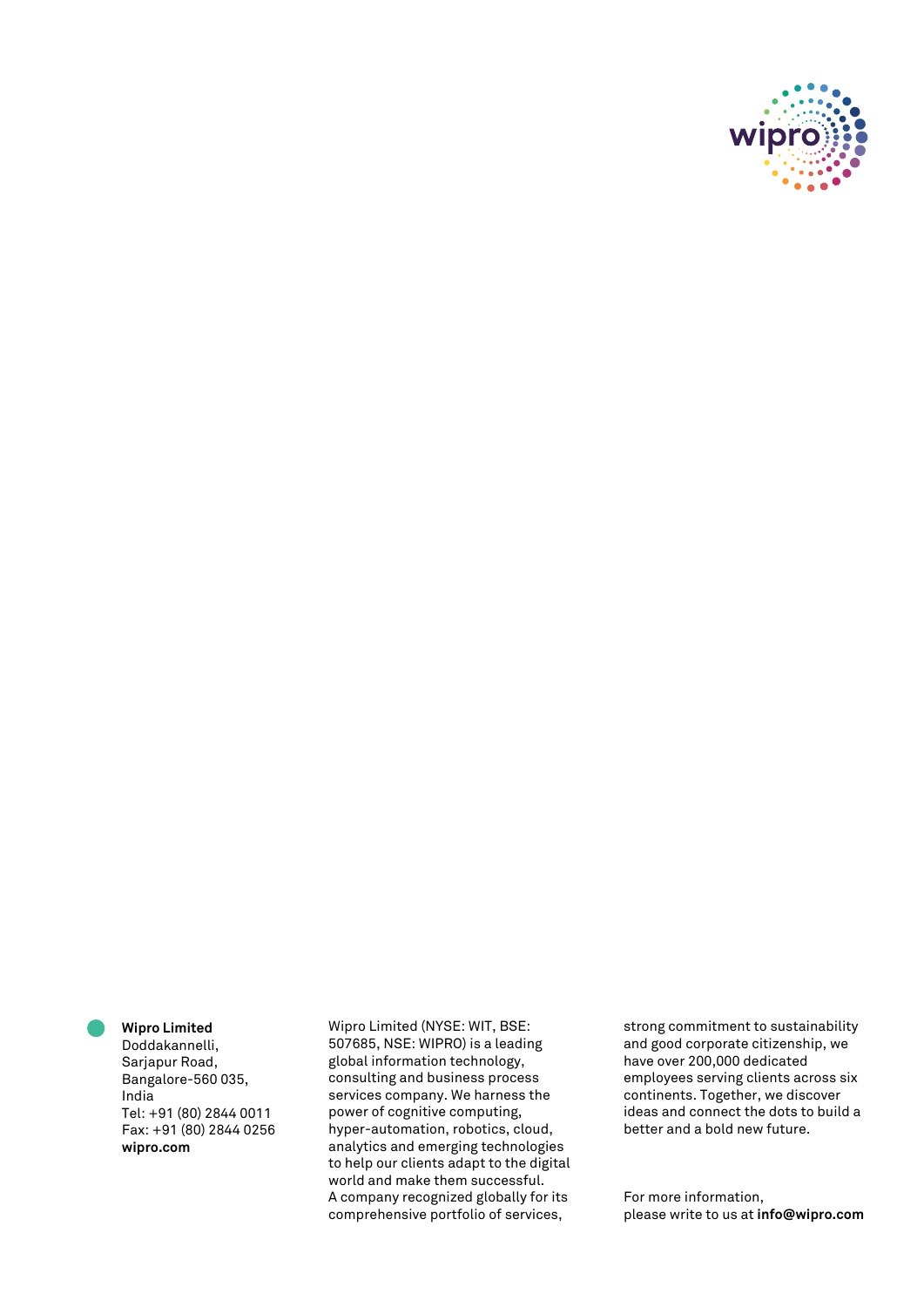**Wipro Limited**
Doddakannelli,
Sarjapur Road,
Bangalore-560 035,
India
Tel: +91 (80) 2844 0011
Fax: +91 (80) 2844 0256
**wipro.com**

Wipro Limited (NYSE: WIT, BSE: 507685, NSE: WIPRO) is a leading global information technology, consulting and business process services company. We harness the power of cognitive computing, hyper-automation, robotics, cloud, analytics and emerging technologies to help our clients adapt to the digital world and make them successful. A company recognized globally for its comprehensive portfolio of services, strong commitment to sustainability and good corporate citizenship, we have over 200,000 dedicated employees serving clients across six continents. Together, we discover ideas and connect the dots to build a better and a bold new future.

For more information,
please write to us at **info@wipro.com**